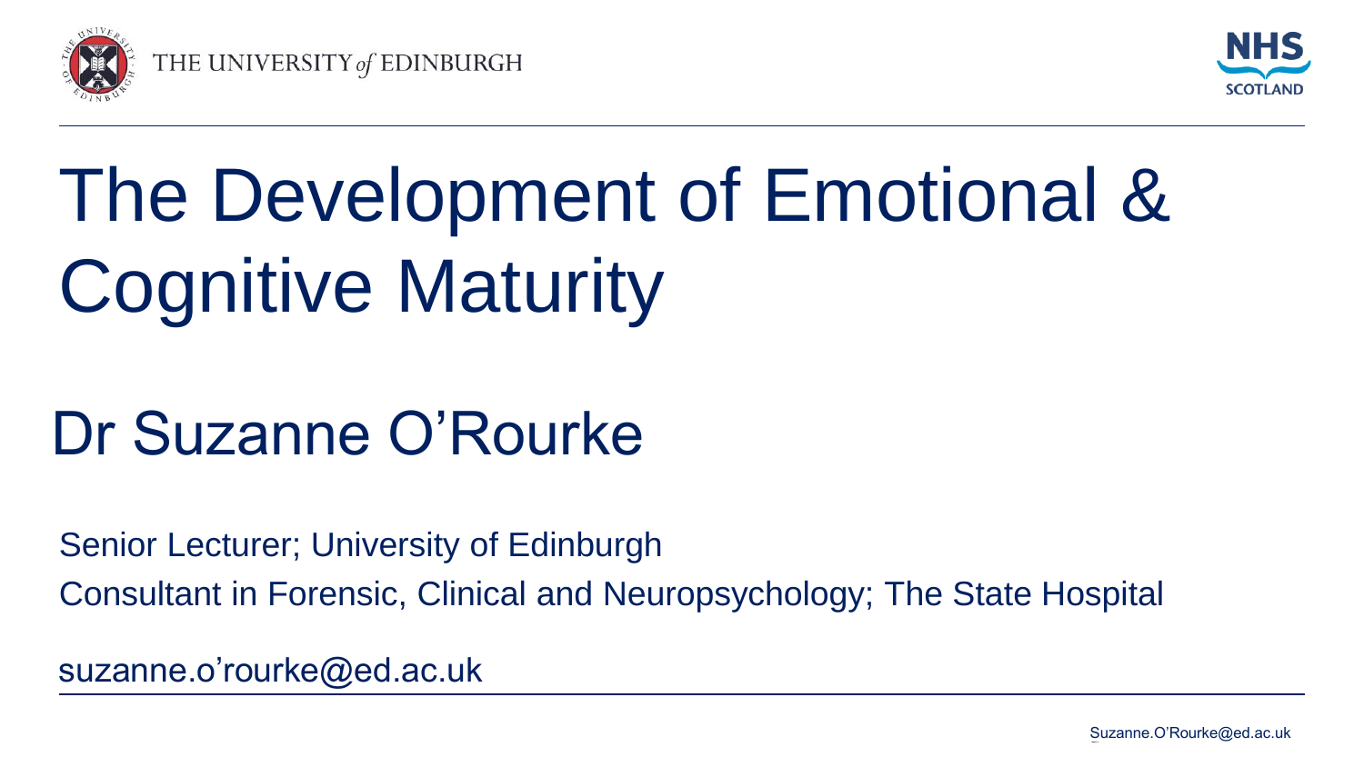THE UNIVERSITY *of* EDINBURGH

NHS SCOTLAND

# The Development of Emotional & Cognitive Maturity

## Dr Suzanne O'Rourke

Senior Lecturer; University of Edinburgh

Consultant in Forensic, Clinical and Neuropsychology; The State Hospital

suzanne.o'rourke@ed.ac.uk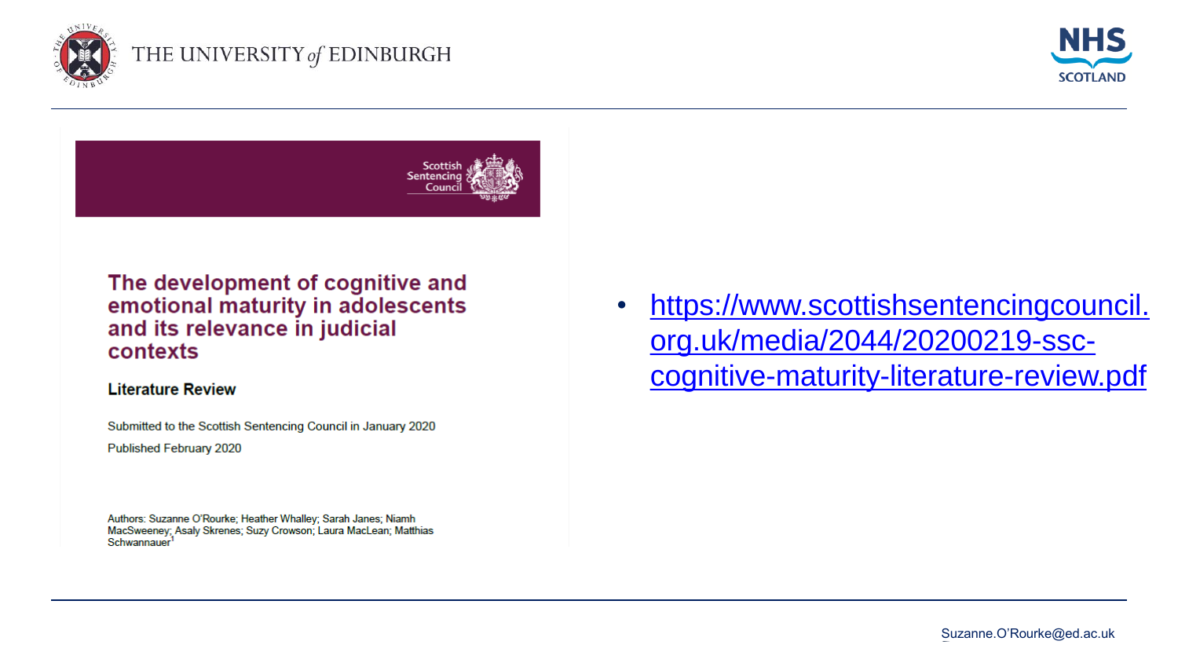Scottish Sentencing Council

# The development of cognitive and emotional maturity in adolescents and its relevance in judicial contexts

**Literature Review**

Submitted to the Scottish Sentencing Council in January 2020

Published February 2020

Authors: Suzanne O'Rourke; Heather Whalley; Sarah Janes; Niamh MacSweeney; Asaly Skrenes; Suzy Crowson; Laura MacLean; Matthias Schwannauer[1]

- https://www.scottishsentencingcouncil.org.uk/media/2044/20200219-ssc-cognitive-maturity-literature-review.pdf

Suzanne.O'Rourke@ed.ac.uk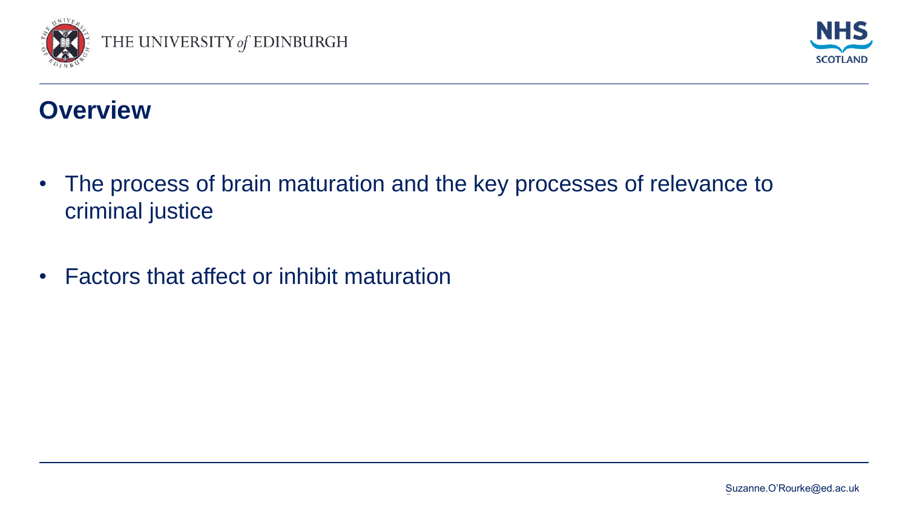## Overview

- The process of brain maturation and the key processes of relevance to criminal justice
- Factors that affect or inhibit maturation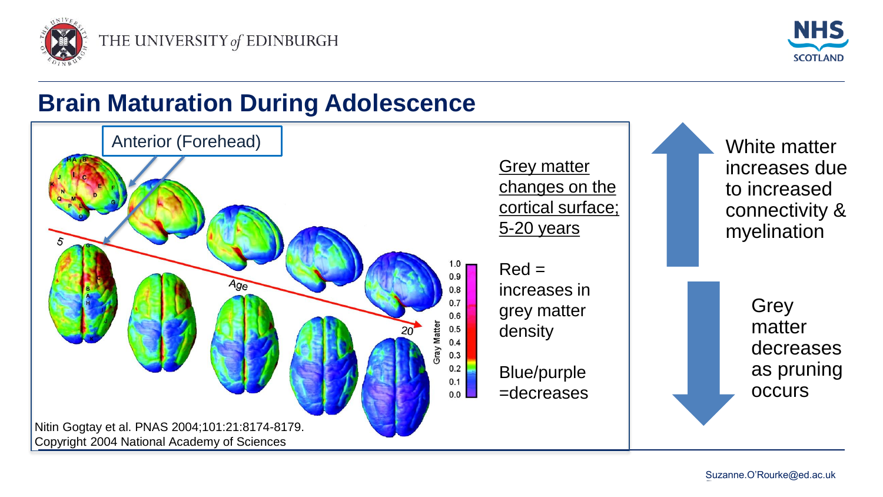## Brain Maturation During Adolescence

Anterior (Forehead)

Grey matter changes on the cortical surface; 5-20 years

Red = increases in grey matter density

Blue/purple =decreases

Nitin Gogtay et al. PNAS 2004;101:21:8174-8179.
Copyright 2004 National Academy of Sciences

White matter increases due to increased connectivity & myelination

Grey matter decreases as pruning occurs

Suzanne.O'Rourke@ed.ac.uk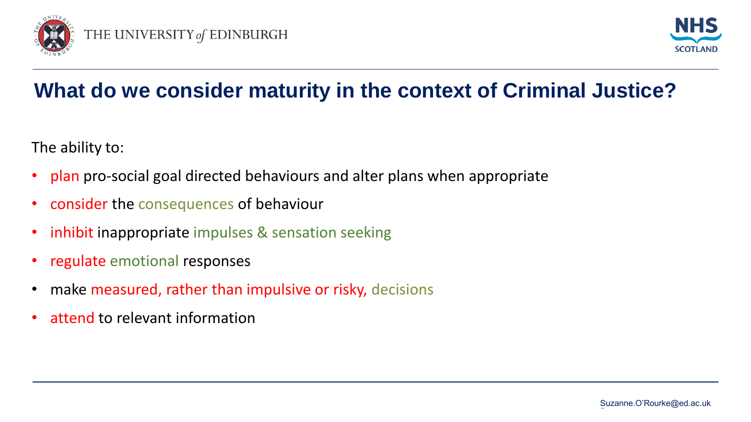## What do we consider maturity in the context of Criminal Justice?

The ability to:

- plan pro-social goal directed behaviours and alter plans when appropriate
- consider the consequences of behaviour
- inhibit inappropriate impulses & sensation seeking
- regulate emotional responses
- make measured, rather than impulsive or risky, decisions
- attend to relevant information

Suzanne.O'Rourke@ed.ac.uk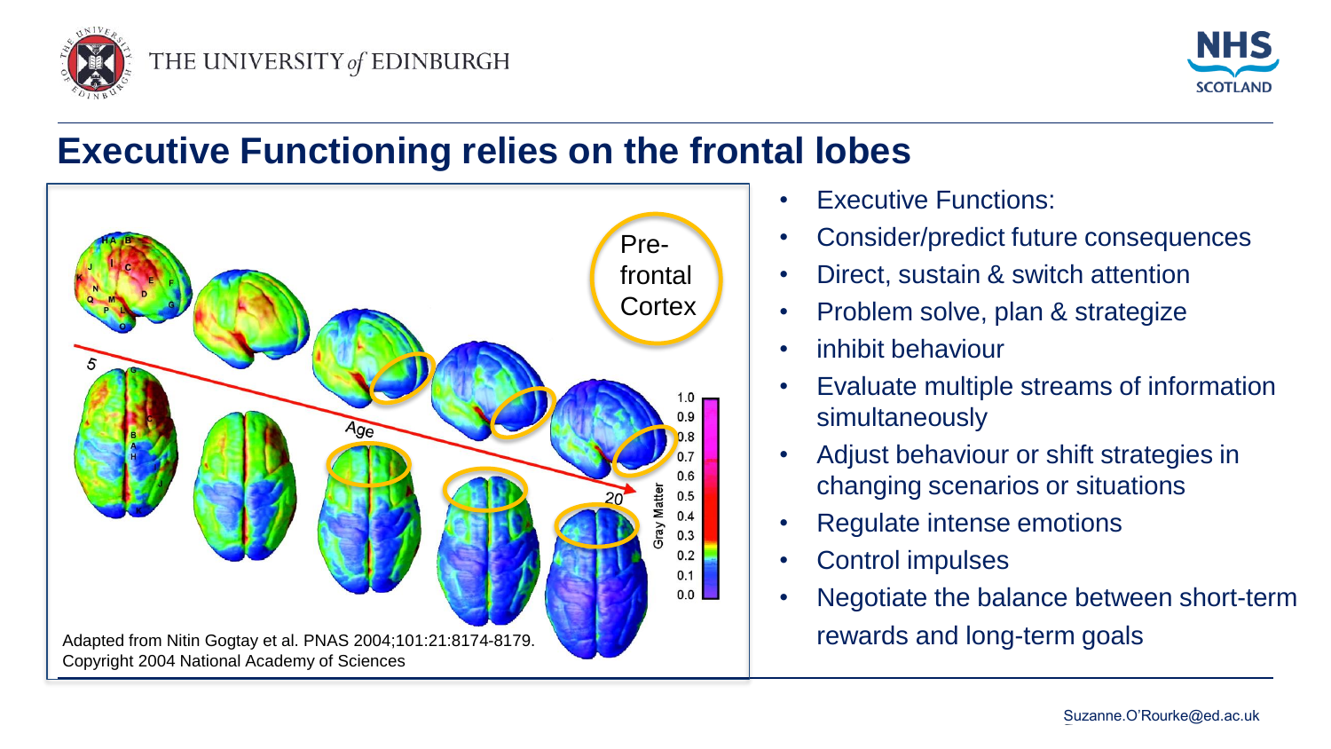# Executive Functioning relies on the frontal lobes

Adapted from Nitin Gogtay et al. PNAS 2004;101:21:8174-8179. Copyright 2004 National Academy of Sciences

- Executive Functions:
- Consider/predict future consequences
- Direct, sustain & switch attention
- Problem solve, plan & strategize
- inhibit behaviour
- Evaluate multiple streams of information simultaneously
- Adjust behaviour or shift strategies in changing scenarios or situations
- Regulate intense emotions
- Control impulses
- Negotiate the balance between short-term rewards and long-term goals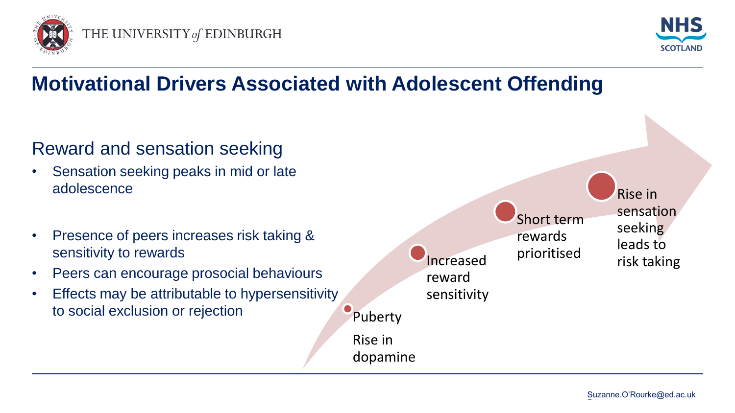# Motivational Drivers Associated with Adolescent Offending

## Reward and sensation seeking

- Sensation seeking peaks in mid or late adolescence
- Presence of peers increases risk taking & sensitivity to rewards
- Peers can encourage prosocial behaviours
- Effects may be attributable to hypersensitivity to social exclusion or rejection

Puberty

Rise in dopamine

Increased reward sensitivity

Short term rewards prioritised

Rise in sensation seeking leads to risk taking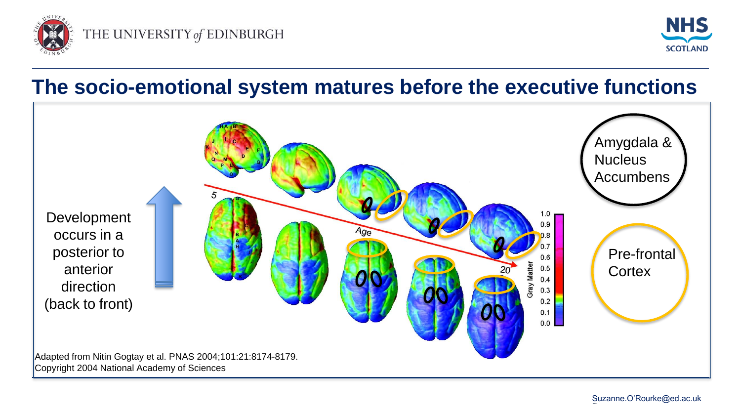# The socio-emotional system matures before the executive functions

Development occurs in a posterior to anterior direction (back to front)

5

Age

20

Gray Matter

1.0
0.9
0.8
0.7
0.6
0.5
0.4
0.3
0.2
0.1
0.0

Amygdala & Nucleus Accumbens

Pre-frontal Cortex

Adapted from Nitin Gogtay et al. PNAS 2004;101:21:8174-8179.
Copyright 2004 National Academy of Sciences

Suzanne.O'Rourke@ed.ac.uk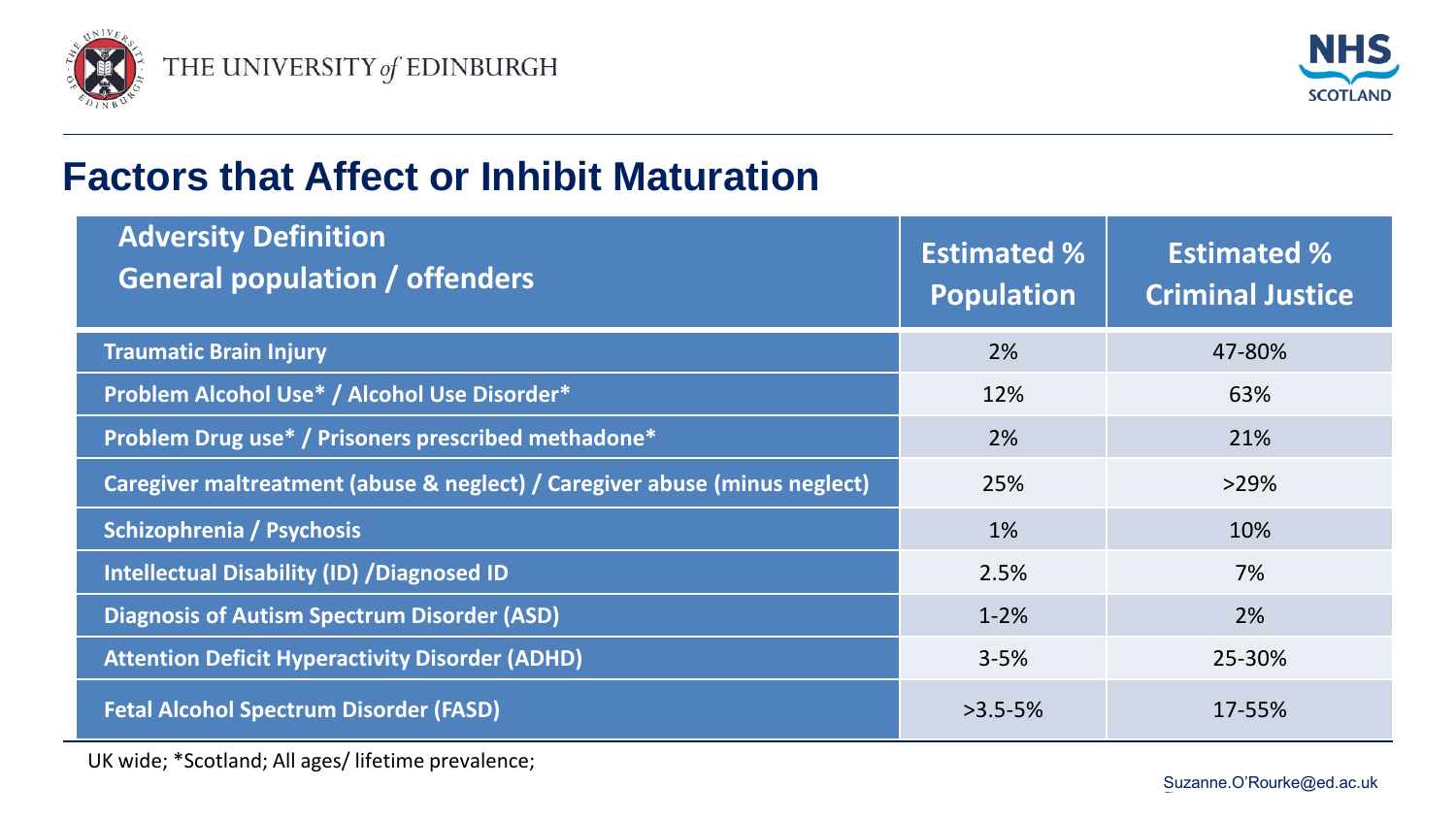# Factors that Affect or Inhibit Maturation

| Adversity Definition<br>General population / offenders | Estimated % Population | Estimated % Criminal Justice |
|---|---|---|
| Traumatic Brain Injury | 2% | 47-80% |
| Problem Alcohol Use* / Alcohol Use Disorder* | 12% | 63% |
| Problem Drug use* / Prisoners prescribed methadone* | 2% | 21% |
| Caregiver maltreatment (abuse & neglect) / Caregiver abuse (minus neglect) | 25% | >29% |
| Schizophrenia / Psychosis | 1% | 10% |
| Intellectual Disability (ID) /Diagnosed ID | 2.5% | 7% |
| Diagnosis of Autism Spectrum Disorder (ASD) | 1-2% | 2% |
| Attention Deficit Hyperactivity Disorder (ADHD) | 3-5% | 25-30% |
| Fetal Alcohol Spectrum Disorder (FASD) | >3.5-5% | 17-55% |

UK wide; *Scotland; All ages/ lifetime prevalence;

Suzanne.O'Rourke@ed.ac.uk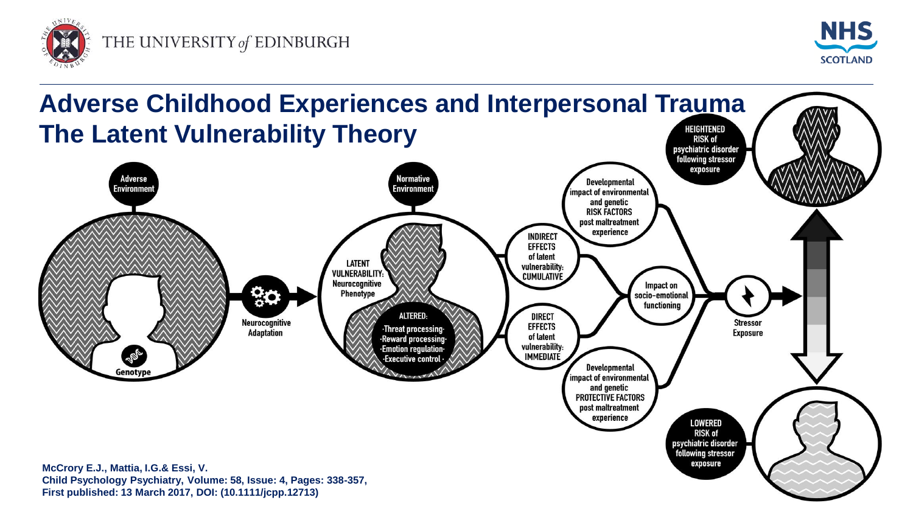# Adverse Childhood Experiences and Interpersonal Trauma
# The Latent Vulnerability Theory

Adverse Environment

Genotype

Neurocognitive Adaptation

Normative Environment

LATENT VULNERABILITY: Neurocognitive Phenotype

ALTERED:
- Threat processing
- Reward processing
- Emotion regulation
- Executive control

INDIRECT EFFECTS of latent vulnerability: CUMULATIVE

DIRECT EFFECTS of latent vulnerability: IMMEDIATE

Developmental impact of environmental and genetic RISK FACTORS post maltreatment experience

Impact on socio-emotional functioning

Developmental impact of environmental and genetic PROTECTIVE FACTORS post maltreatment experience

Stressor Exposure

HEIGHTENED RISK of psychiatric disorder following stressor exposure

LOWERED RISK of psychiatric disorder following stressor exposure

**McCrory E.J., Mattia, I.G.& Essi, V.**
**Child Psychology Psychiatry, Volume: 58, Issue: 4, Pages: 338-357, First published: 13 March 2017, DOI: (10.1111/jcpp.12713)**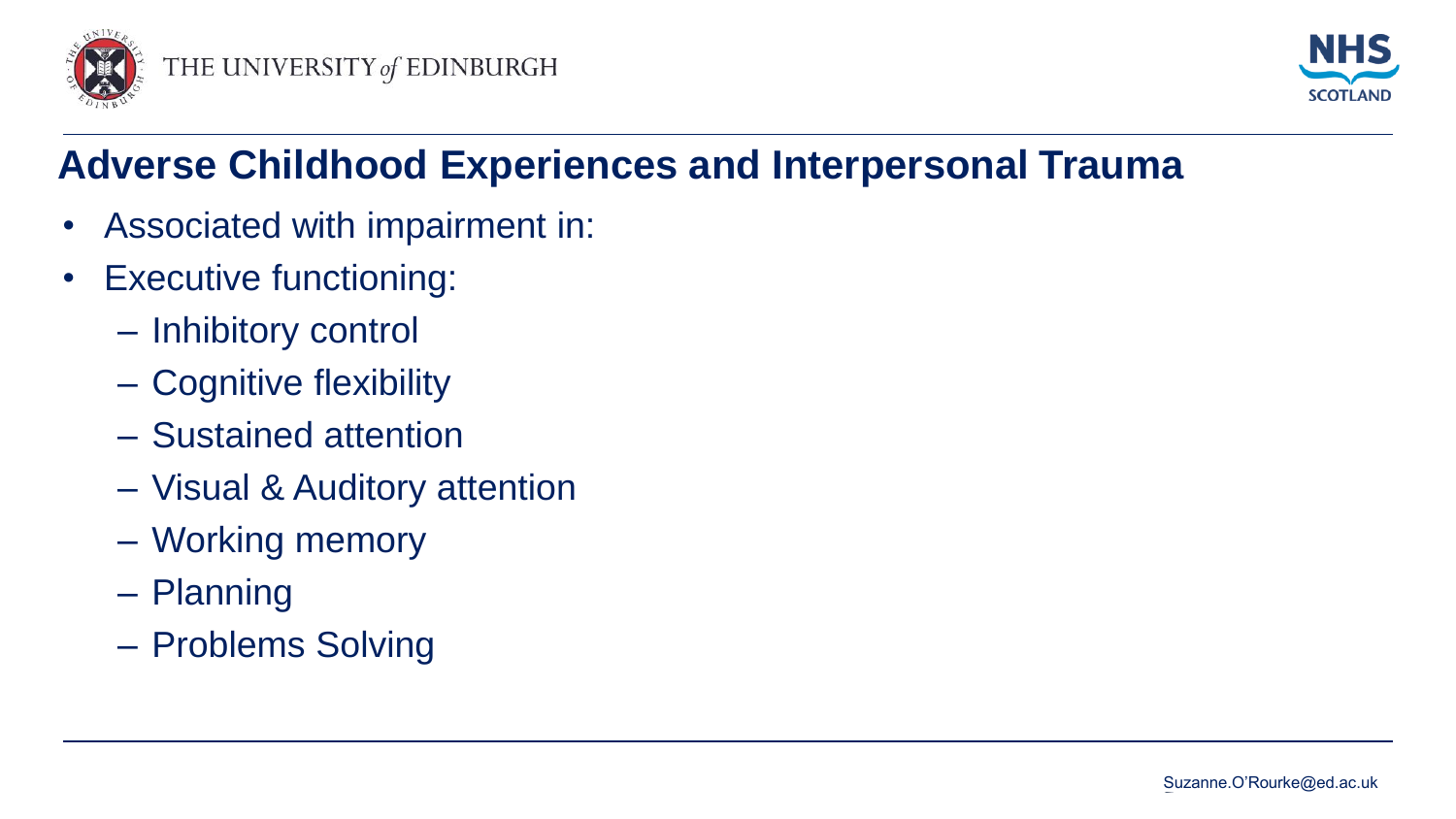## Adverse Childhood Experiences and Interpersonal Trauma

- Associated with impairment in:
- Executive functioning:
  - Inhibitory control
  - Cognitive flexibility
  - Sustained attention
  - Visual & Auditory attention
  - Working memory
  - Planning
  - Problems Solving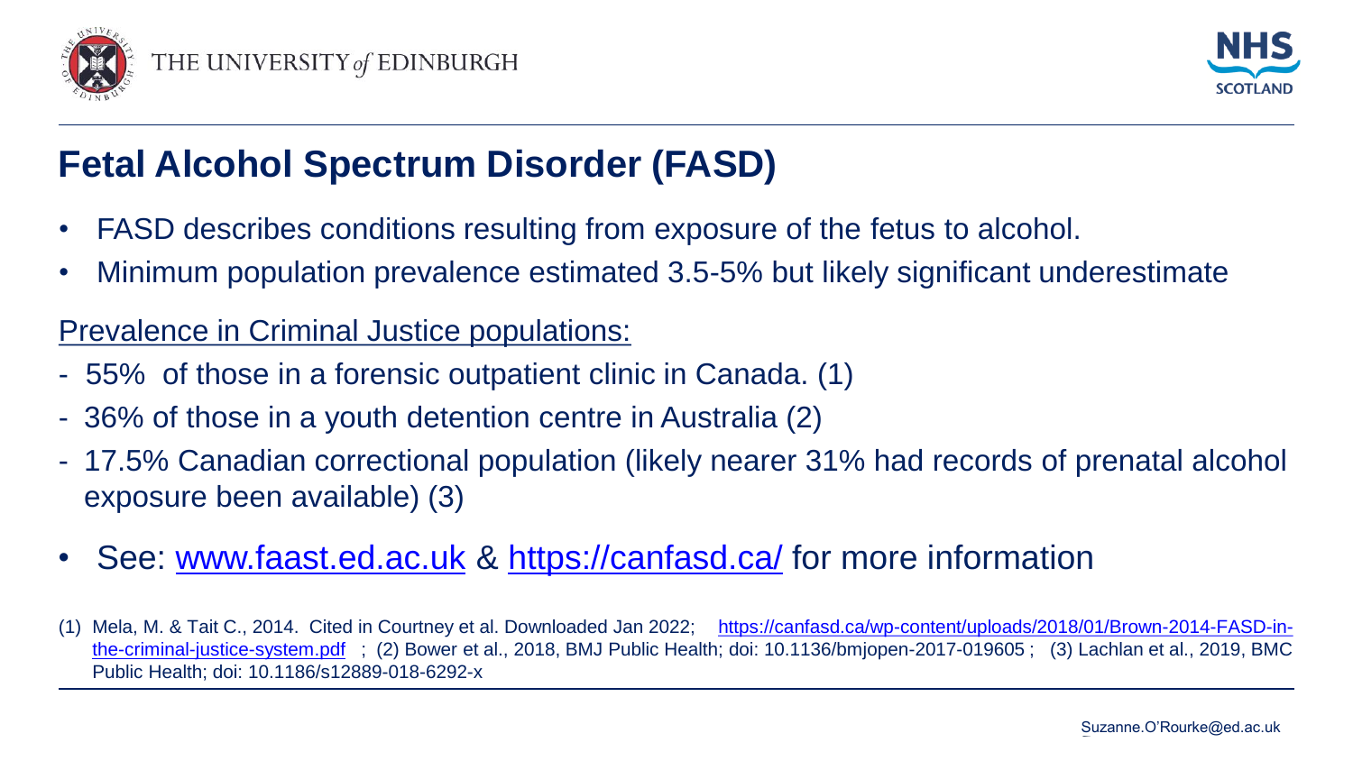# Fetal Alcohol Spectrum Disorder (FASD)

- FASD describes conditions resulting from exposure of the fetus to alcohol.
- Minimum population prevalence estimated 3.5-5% but likely significant underestimate

Prevalence in Criminal Justice populations:

- 55% of those in a forensic outpatient clinic in Canada. (1)
- 36% of those in a youth detention centre in Australia (2)
- 17.5% Canadian correctional population (likely nearer 31% had records of prenatal alcohol exposure been available) (3)

- See: [www.faast.ed.ac.uk](www.faast.ed.ac.uk) & [https://canfasd.ca/](https://canfasd.ca/) for more information

(1) Mela, M. & Tait C., 2014. Cited in Courtney et al. Downloaded Jan 2022; [https://canfasd.ca/wp-content/uploads/2018/01/Brown-2014-FASD-in-the-criminal-justice-system.pdf](https://canfasd.ca/wp-content/uploads/2018/01/Brown-2014-FASD-in-the-criminal-justice-system.pdf) ; (2) Bower et al., 2018, BMJ Public Health; doi: 10.1136/bmjopen-2017-019605 ; (3) Lachlan et al., 2019, BMC Public Health; doi: 10.1186/s12889-018-6292-x

Suzanne.O'Rourke@ed.ac.uk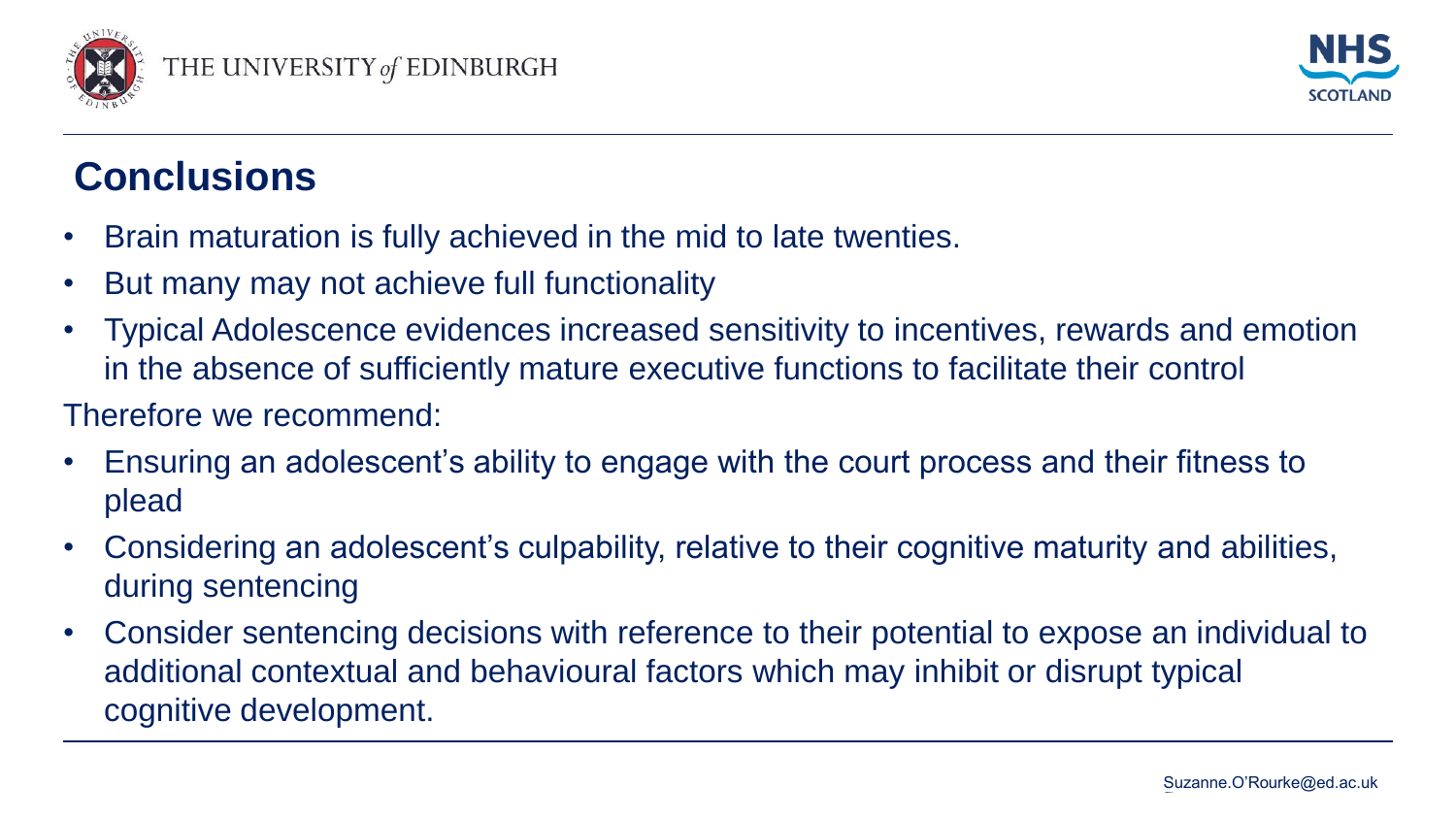## Conclusions

- Brain maturation is fully achieved in the mid to late twenties.
- But many may not achieve full functionality
- Typical Adolescence evidences increased sensitivity to incentives, rewards and emotion in the absence of sufficiently mature executive functions to facilitate their control

Therefore we recommend:

- Ensuring an adolescent's ability to engage with the court process and their fitness to plead
- Considering an adolescent's culpability, relative to their cognitive maturity and abilities, during sentencing
- Consider sentencing decisions with reference to their potential to expose an individual to additional contextual and behavioural factors which may inhibit or disrupt typical cognitive development.

Suzanne.O'Rourke@ed.ac.uk